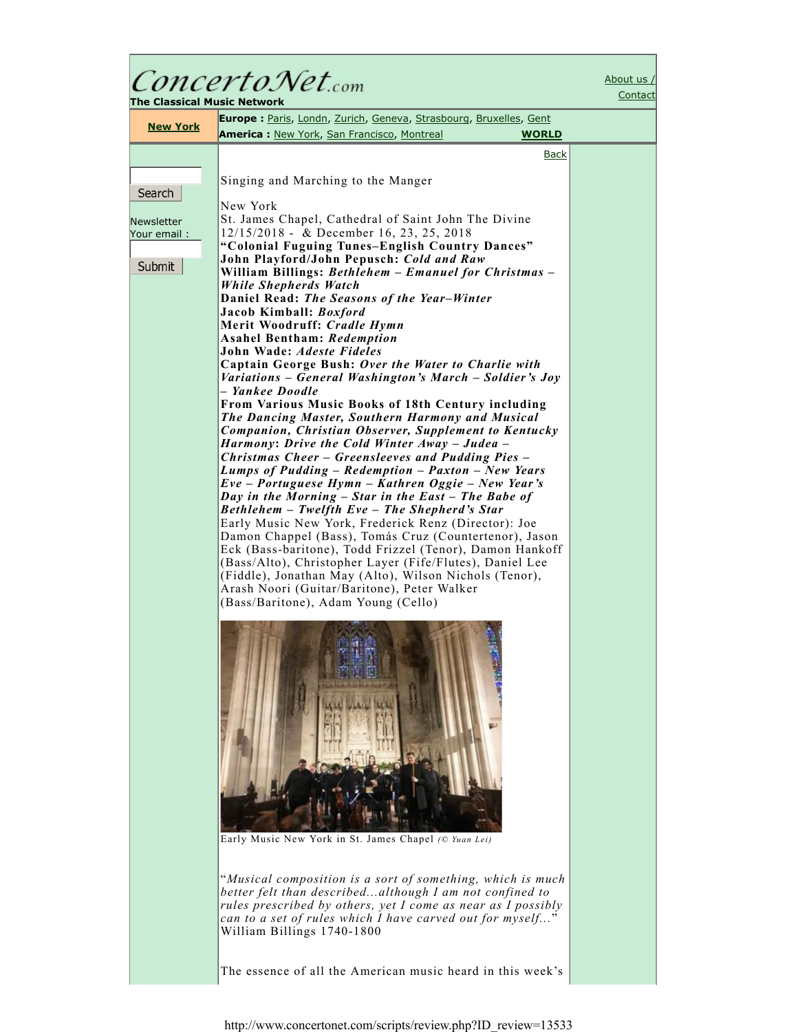Singing and Marching to the Manger

New York
St. James Chapel, Cathedral of Saint John The Divine
12/15/2018 - & December 16, 23, 25, 2018
**"Colonial Fuguing Tunes–English Country Dances"**
**John Playford/John Pepusch:** ***Cold and Raw***
**William Billings:** ***Bethlehem – Emanuel for Christmas – While Shepherds Watch***
**Daniel Read:** ***The Seasons of the Year–Winter***
**Jacob Kimball:** ***Boxford***
**Merit Woodruff:** ***Cradle Hymn***
**Asahel Bentham:** ***Redemption***
**John Wade:** ***Adeste Fideles***
**Captain George Bush:** ***Over the Water to Charlie with Variations – General Washington's March – Soldier's Joy – Yankee Doodle***
**From Various Music Books of 18th Century including** ***The Dancing Master, Southern Harmony and Musical Companion, Christian Observer, Supplement to Kentucky Harmony*****:** ***Drive the Cold Winter Away – Judea – Christmas Cheer – Greensleeves and Pudding Pies – Lumps of Pudding – Redemption – Paxton – New Years Eve – Portuguese Hymn – Kathren Oggie – New Year's Day in the Morning – Star in the East – The Babe of Bethlehem – Twelfth Eve – The Shepherd's Star***
Early Music New York, Frederick Renz (Director): Joe Damon Chappel (Bass), Tomás Cruz (Countertenor), Jason Eck (Bass-baritone), Todd Frizzel (Tenor), Damon Hankoff (Bass/Alto), Christopher Layer (Fife/Flutes), Daniel Lee (Fiddle), Jonathan May (Alto), Wilson Nichols (Tenor), Arash Noori (Guitar/Baritone), Peter Walker (Bass/Baritone), Adam Young (Cello)

Early Music New York in St. James Chapel *(© Yuan Lei)*

"*Musical composition is a sort of something, which is much better felt than described...although I am not confined to rules prescribed by others, yet I come as near as I possibly can to a set of rules which I have carved out for myself...*"
William Billings 1740-1800

The essence of all the American music heard in this week's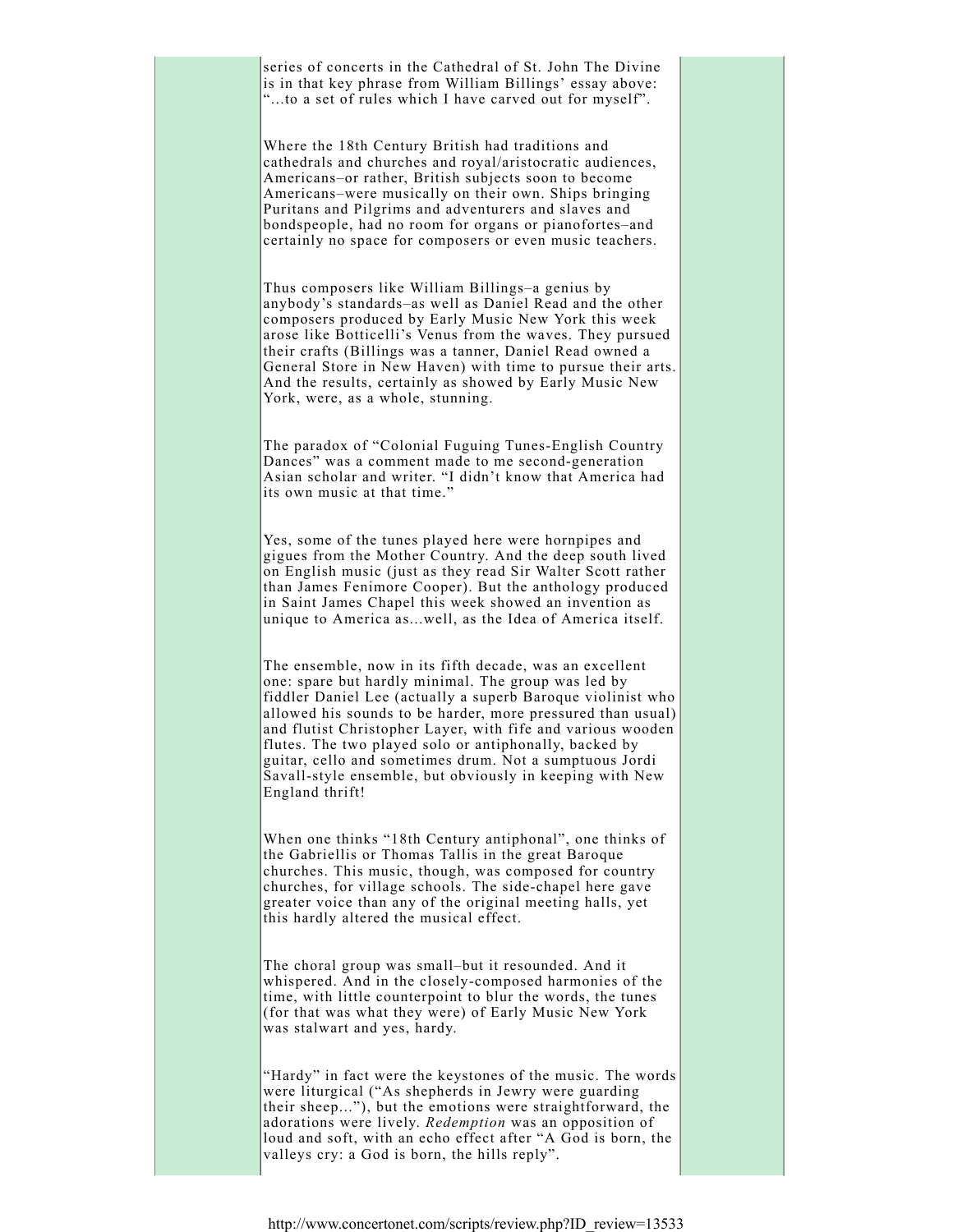series of concerts in the Cathedral of St. John The Divine is in that key phrase from William Billings' essay above: "…to a set of rules which I have carved out for myself".

Where the 18th Century British had traditions and cathedrals and churches and royal/aristocratic audiences, Americans–or rather, British subjects soon to become Americans–were musically on their own. Ships bringing Puritans and Pilgrims and adventurers and slaves and bondspeople, had no room for organs or pianofortes–and certainly no space for composers or even music teachers.

Thus composers like William Billings–a genius by anybody's standards–as well as Daniel Read and the other composers produced by Early Music New York this week arose like Botticelli's Venus from the waves. They pursued their crafts (Billings was a tanner, Daniel Read owned a General Store in New Haven) with time to pursue their arts. And the results, certainly as showed by Early Music New York, were, as a whole, stunning.

The paradox of "Colonial Fuguing Tunes-English Country Dances" was a comment made to me second-generation Asian scholar and writer. "I didn't know that America had its own music at that time."

Yes, some of the tunes played here were hornpipes and gigues from the Mother Country. And the deep south lived on English music (just as they read Sir Walter Scott rather than James Fenimore Cooper). But the anthology produced in Saint James Chapel this week showed an invention as unique to America as…well, as the Idea of America itself.

The ensemble, now in its fifth decade, was an excellent one: spare but hardly minimal. The group was led by fiddler Daniel Lee (actually a superb Baroque violinist who allowed his sounds to be harder, more pressured than usual) and flutist Christopher Layer, with fife and various wooden flutes. The two played solo or antiphonally, backed by guitar, cello and sometimes drum. Not a sumptuous Jordi Savall-style ensemble, but obviously in keeping with New England thrift!

When one thinks "18th Century antiphonal", one thinks of the Gabriellis or Thomas Tallis in the great Baroque churches. This music, though, was composed for country churches, for village schools. The side-chapel here gave greater voice than any of the original meeting halls, yet this hardly altered the musical effect.

The choral group was small–but it resounded. And it whispered. And in the closely-composed harmonies of the time, with little counterpoint to blur the words, the tunes (for that was what they were) of Early Music New York was stalwart and yes, hardy.

"Hardy" in fact were the keystones of the music. The words were liturgical ("As shepherds in Jewry were guarding their sheep…"), but the emotions were straightforward, the adorations were lively. *Redemption* was an opposition of loud and soft, with an echo effect after "A God is born, the valleys cry: a God is born, the hills reply".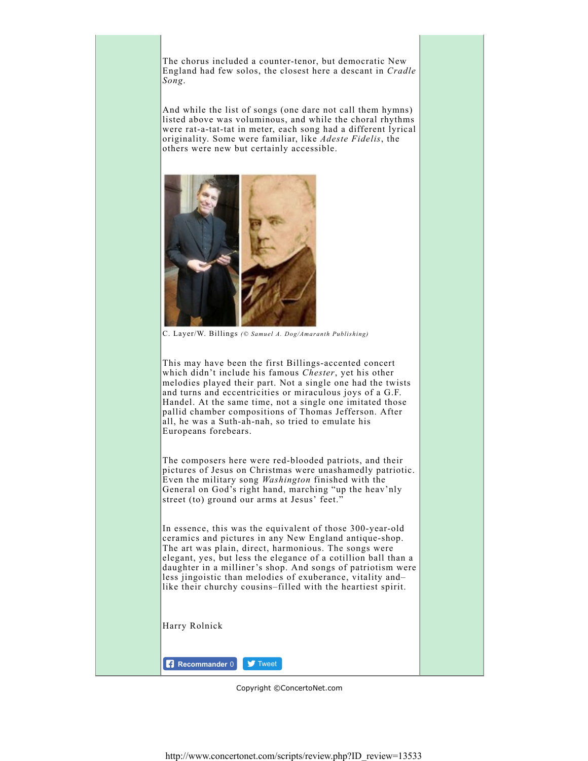The chorus included a counter-tenor, but democratic New England had few solos, the closest here a descant in *Cradle Song*.

And while the list of songs (one dare not call them hymns) listed above was voluminous, and while the choral rhythms were rat-a-tat-tat in meter, each song had a different lyrical originality. Some were familiar, like *Adeste Fidelis*, the others were new but certainly accessible.

C. Layer/W. Billings *(© Samuel A. Dog/Amaranth Publishing)*

This may have been the first Billings-accented concert which didn't include his famous *Chester*, yet his other melodies played their part. Not a single one had the twists and turns and eccentricities or miraculous joys of a G.F. Handel. At the same time, not a single one imitated those pallid chamber compositions of Thomas Jefferson. After all, he was a Suth-ah-nah, so tried to emulate his Europeans forebears.

The composers here were red-blooded patriots, and their pictures of Jesus on Christmas were unashamedly patriotic. Even the military song *Washington* finished with the General on God's right hand, marching "up the heav'nly street (to) ground our arms at Jesus' feet."

In essence, this was the equivalent of those 300-year-old ceramics and pictures in any New England antique-shop. The art was plain, direct, harmonious. The songs were elegant, yes, but less the elegance of a cotillion ball than a daughter in a milliner's shop. And songs of patriotism were less jingoistic than melodies of exuberance, vitality and–like their churchy cousins–filled with the heartiest spirit.

Harry Rolnick

Recommander 0 Tweet

Copyright ©ConcertoNet.com

http://www.concertonet.com/scripts/review.php?ID_review=13533